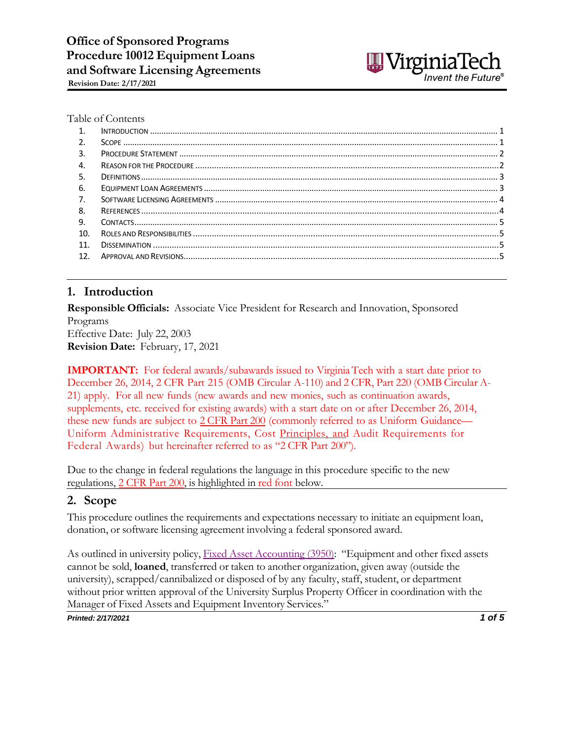# Office of Sponsored Programs
# Procedure 10012 Equipment Loans and Software Licensing Agreements

**Revision Date: 2/17/2021**

Table of Contents

1. INTRODUCTION ..... 1
2. SCOPE ..... 1
3. PROCEDURE STATEMENT ..... 2
4. REASON FOR THE PROCEDURE ..... 2
5. DEFINITIONS ..... 3
6. EQUIPMENT LOAN AGREEMENTS ..... 3
7. SOFTWARE LICENSING AGREEMENTS ..... 4
8. REFERENCES ..... 4
9. CONTACTS ..... 5
10. ROLES AND RESPONSIBILITIES ..... 5
11. DISSEMINATION ..... 5
12. APPROVAL AND REVISIONS ..... 5

## 1. Introduction

**Responsible Officials:** Associate Vice President for Research and Innovation, Sponsored Programs
Effective Date: July 22, 2003
**Revision Date:** February, 17, 2021

**IMPORTANT:** For federal awards/subawards issued to Virginia Tech with a start date prior to December 26, 2014, 2 CFR Part 215 (OMB Circular A-110) and 2 CFR, Part 220 (OMB Circular A-21) apply. For all new funds (new awards and new monies, such as continuation awards, supplements, etc. received for existing awards) with a start date on or after December 26, 2014, these new funds are subject to 2 CFR Part 200 (commonly referred to as Uniform Guidance—Uniform Administrative Requirements, Cost Principles, and Audit Requirements for Federal Awards) but hereinafter referred to as "2 CFR Part 200").

Due to the change in federal regulations the language in this procedure specific to the new regulations, 2 CFR Part 200, is highlighted in red font below.

## 2. Scope

This procedure outlines the requirements and expectations necessary to initiate an equipment loan, donation, or software licensing agreement involving a federal sponsored award.

As outlined in university policy, Fixed Asset Accounting (3950): "Equipment and other fixed assets cannot be sold, **loaned**, transferred or taken to another organization, given away (outside the university), scrapped/cannibalized or disposed of by any faculty, staff, student, or department without prior written approval of the University Surplus Property Officer in coordination with the Manager of Fixed Assets and Equipment Inventory Services."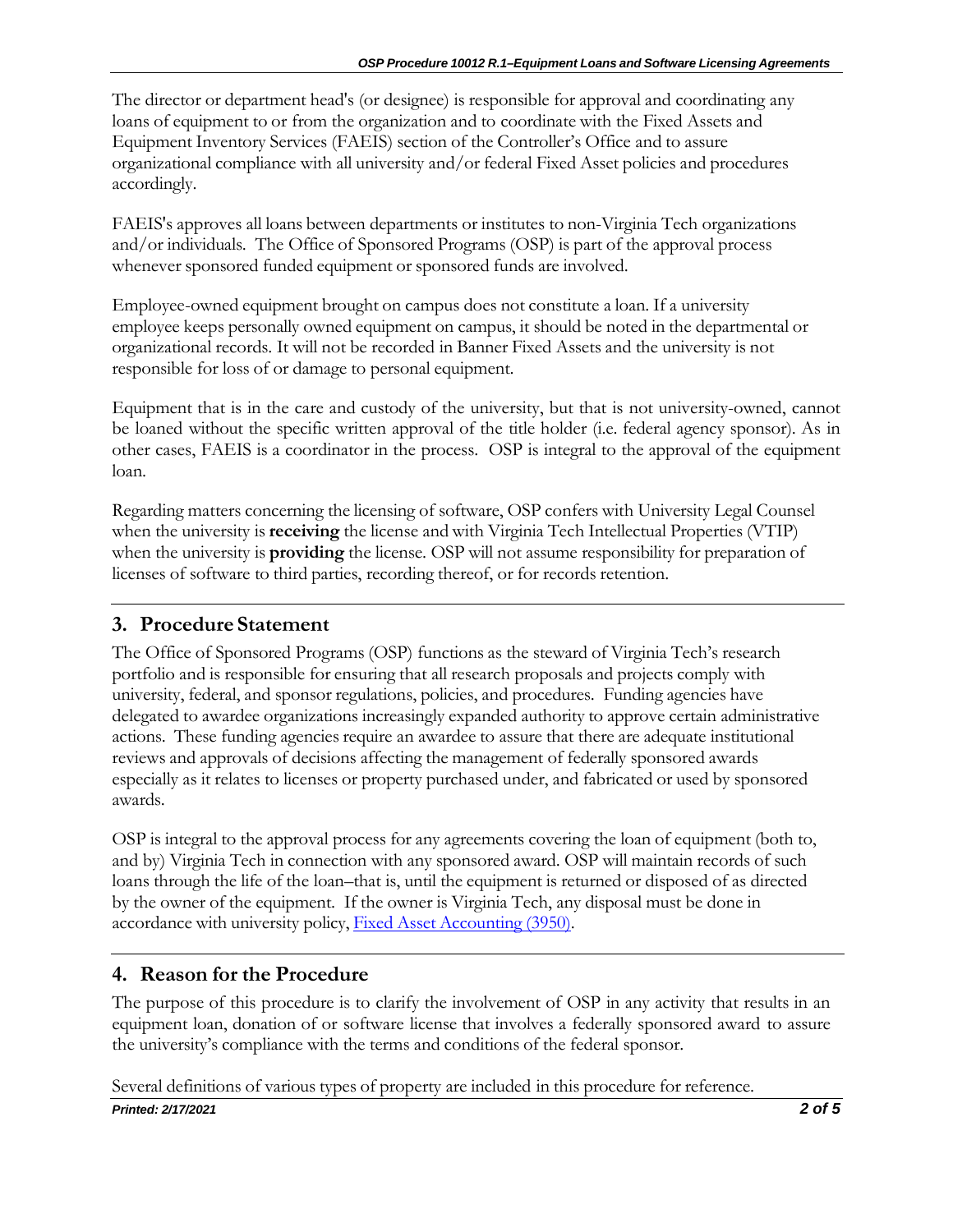The director or department head's (or designee) is responsible for approval and coordinating any loans of equipment to or from the organization and to coordinate with the Fixed Assets and Equipment Inventory Services (FAEIS) section of the Controller's Office and to assure organizational compliance with all university and/or federal Fixed Asset policies and procedures accordingly.

FAEIS's approves all loans between departments or institutes to non-Virginia Tech organizations and/or individuals. The Office of Sponsored Programs (OSP) is part of the approval process whenever sponsored funded equipment or sponsored funds are involved.

Employee-owned equipment brought on campus does not constitute a loan. If a university employee keeps personally owned equipment on campus, it should be noted in the departmental or organizational records. It will not be recorded in Banner Fixed Assets and the university is not responsible for loss of or damage to personal equipment.

Equipment that is in the care and custody of the university, but that is not university-owned, cannot be loaned without the specific written approval of the title holder (i.e. federal agency sponsor). As in other cases, FAEIS is a coordinator in the process. OSP is integral to the approval of the equipment loan.

Regarding matters concerning the licensing of software, OSP confers with University Legal Counsel when the university is **receiving** the license and with Virginia Tech Intellectual Properties (VTIP) when the university is **providing** the license. OSP will not assume responsibility for preparation of licenses of software to third parties, recording thereof, or for records retention.

## 3. Procedure Statement

The Office of Sponsored Programs (OSP) functions as the steward of Virginia Tech's research portfolio and is responsible for ensuring that all research proposals and projects comply with university, federal, and sponsor regulations, policies, and procedures. Funding agencies have delegated to awardee organizations increasingly expanded authority to approve certain administrative actions. These funding agencies require an awardee to assure that there are adequate institutional reviews and approvals of decisions affecting the management of federally sponsored awards especially as it relates to licenses or property purchased under, and fabricated or used by sponsored awards.

OSP is integral to the approval process for any agreements covering the loan of equipment (both to, and by) Virginia Tech in connection with any sponsored award. OSP will maintain records of such loans through the life of the loan–that is, until the equipment is returned or disposed of as directed by the owner of the equipment. If the owner is Virginia Tech, any disposal must be done in accordance with university policy, Fixed Asset Accounting (3950).

## 4. Reason for the Procedure

The purpose of this procedure is to clarify the involvement of OSP in any activity that results in an equipment loan, donation of or software license that involves a federally sponsored award to assure the university's compliance with the terms and conditions of the federal sponsor.

Several definitions of various types of property are included in this procedure for reference.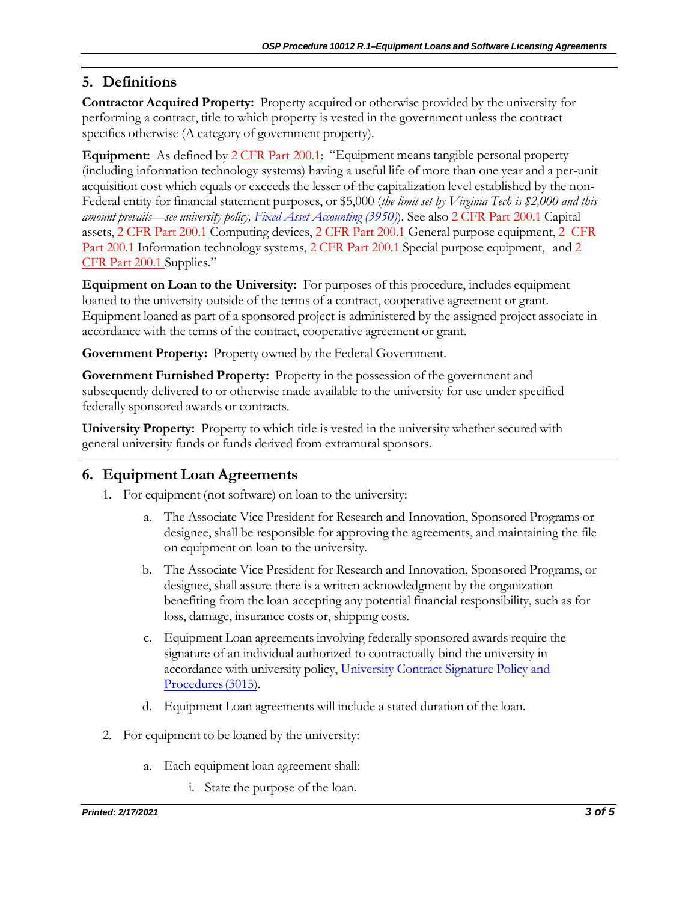## 5. Definitions

**Contractor Acquired Property:** Property acquired or otherwise provided by the university for performing a contract, title to which property is vested in the government unless the contract specifies otherwise (A category of government property).

**Equipment:** As defined by 2 CFR Part 200.1: "Equipment means tangible personal property (including information technology systems) having a useful life of more than one year and a per-unit acquisition cost which equals or exceeds the lesser of the capitalization level established by the non-Federal entity for financial statement purposes, or $5,000 (*the limit set by Virginia Tech is $2,000 and this amount prevails—see university policy, Fixed Asset Accounting (3950)*). See also 2 CFR Part 200.1 Capital assets, 2 CFR Part 200.1 Computing devices, 2 CFR Part 200.1 General purpose equipment, 2 CFR Part 200.1 Information technology systems, 2 CFR Part 200.1 Special purpose equipment, and 2 CFR Part 200.1 Supplies."

**Equipment on Loan to the University:** For purposes of this procedure, includes equipment loaned to the university outside of the terms of a contract, cooperative agreement or grant. Equipment loaned as part of a sponsored project is administered by the assigned project associate in accordance with the terms of the contract, cooperative agreement or grant.

**Government Property:** Property owned by the Federal Government.

**Government Furnished Property:** Property in the possession of the government and subsequently delivered to or otherwise made available to the university for use under specified federally sponsored awards or contracts.

**University Property:** Property to which title is vested in the university whether secured with general university funds or funds derived from extramural sponsors.

## 6. Equipment Loan Agreements

1. For equipment (not software) on loan to the university:

   a. The Associate Vice President for Research and Innovation, Sponsored Programs or designee, shall be responsible for approving the agreements, and maintaining the file on equipment on loan to the university.

   b. The Associate Vice President for Research and Innovation, Sponsored Programs, or designee, shall assure there is a written acknowledgment by the organization benefiting from the loan accepting any potential financial responsibility, such as for loss, damage, insurance costs or, shipping costs.

   c. Equipment Loan agreements involving federally sponsored awards require the signature of an individual authorized to contractually bind the university in accordance with university policy, University Contract Signature Policy and Procedures (3015).

   d. Equipment Loan agreements will include a stated duration of the loan.

2. For equipment to be loaned by the university:

   a. Each equipment loan agreement shall:

      i. State the purpose of the loan.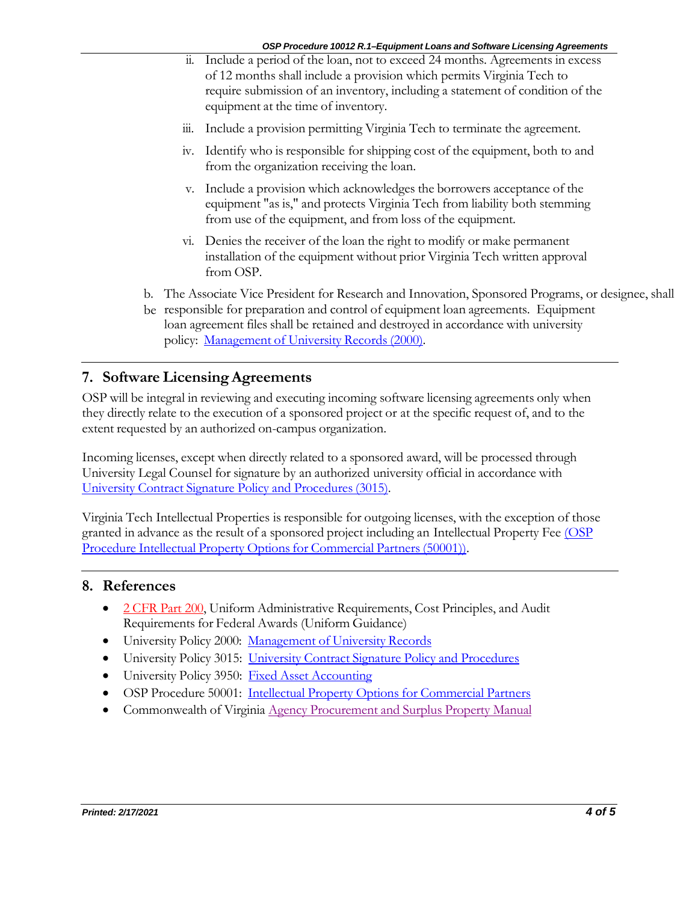ii. Include a period of the loan, not to exceed 24 months. Agreements in excess of 12 months shall include a provision which permits Virginia Tech to require submission of an inventory, including a statement of condition of the equipment at the time of inventory.

iii. Include a provision permitting Virginia Tech to terminate the agreement.

iv. Identify who is responsible for shipping cost of the equipment, both to and from the organization receiving the loan.

v. Include a provision which acknowledges the borrowers acceptance of the equipment "as is," and protects Virginia Tech from liability both stemming from use of the equipment, and from loss of the equipment.

vi. Denies the receiver of the loan the right to modify or make permanent installation of the equipment without prior Virginia Tech written approval from OSP.

b. The Associate Vice President for Research and Innovation, Sponsored Programs, or designee, shall be responsible for preparation and control of equipment loan agreements. Equipment loan agreement files shall be retained and destroyed in accordance with university policy: [Management of University Records (2000)](#).

## 7. Software Licensing Agreements

OSP will be integral in reviewing and executing incoming software licensing agreements only when they directly relate to the execution of a sponsored project or at the specific request of, and to the extent requested by an authorized on-campus organization.

Incoming licenses, except when directly related to a sponsored award, will be processed through University Legal Counsel for signature by an authorized university official in accordance with [University Contract Signature Policy and Procedures (3015)](#).

Virginia Tech Intellectual Properties is responsible for outgoing licenses, with the exception of those granted in advance as the result of a sponsored project including an Intellectual Property Fee [(OSP Procedure Intellectual Property Options for Commercial Partners (50001))](#).

## 8. References

- [2 CFR Part 200](#), Uniform Administrative Requirements, Cost Principles, and Audit Requirements for Federal Awards (Uniform Guidance)
- University Policy 2000: [Management of University Records](#)
- University Policy 3015: [University Contract Signature Policy and Procedures](#)
- University Policy 3950: [Fixed Asset Accounting](#)
- OSP Procedure 50001: [Intellectual Property Options for Commercial Partners](#)
- Commonwealth of Virginia [Agency Procurement and Surplus Property Manual](#)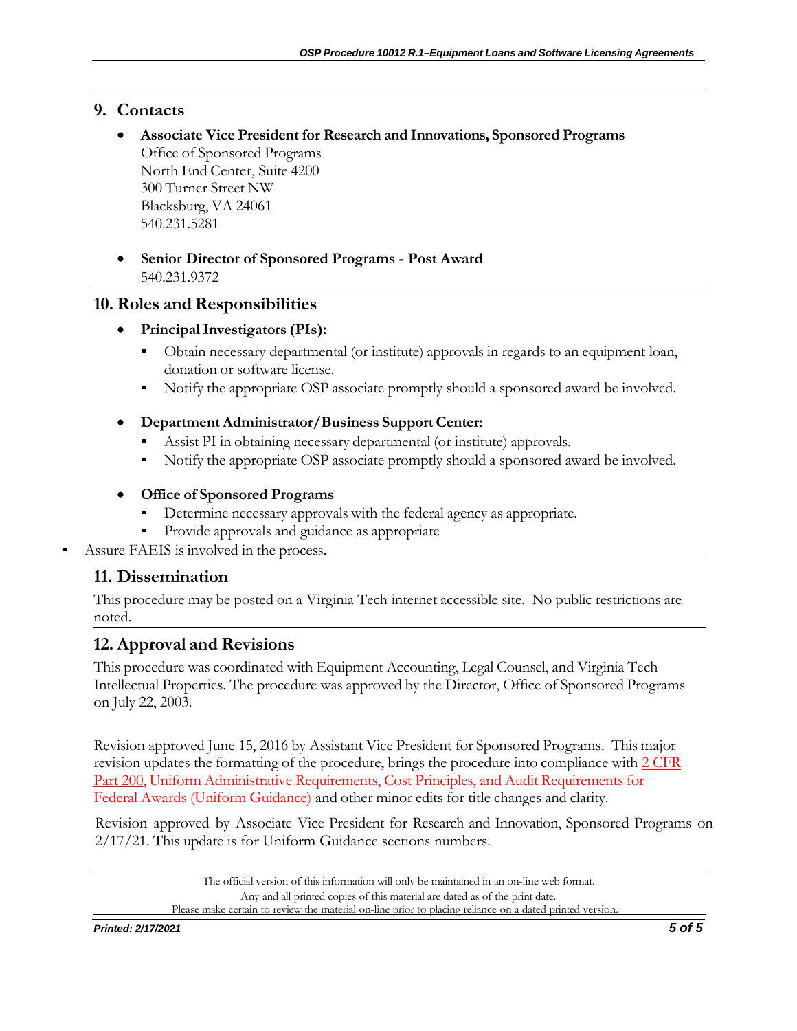## 9. Contacts

- **Associate Vice President for Research and Innovations, Sponsored Programs**
  Office of Sponsored Programs
  North End Center, Suite 4200
  300 Turner Street NW
  Blacksburg, VA 24061
  540.231.5281

- **Senior Director of Sponsored Programs - Post Award**
  540.231.9372

## 10. Roles and Responsibilities

- **Principal Investigators (PIs):**
  - Obtain necessary departmental (or institute) approvals in regards to an equipment loan, donation or software license.
  - Notify the appropriate OSP associate promptly should a sponsored award be involved.

- **Department Administrator/Business Support Center:**
  - Assist PI in obtaining necessary departmental (or institute) approvals.
  - Notify the appropriate OSP associate promptly should a sponsored award be involved.

- **Office of Sponsored Programs**
  - Determine necessary approvals with the federal agency as appropriate.
  - Provide approvals and guidance as appropriate
  - Assure FAEIS is involved in the process.

## 11. Dissemination

This procedure may be posted on a Virginia Tech internet accessible site. No public restrictions are noted.

## 12. Approval and Revisions

This procedure was coordinated with Equipment Accounting, Legal Counsel, and Virginia Tech Intellectual Properties. The procedure was approved by the Director, Office of Sponsored Programs on July 22, 2003.

Revision approved June 15, 2016 by Assistant Vice President for Sponsored Programs. This major revision updates the formatting of the procedure, brings the procedure into compliance with 2 CFR Part 200, Uniform Administrative Requirements, Cost Principles, and Audit Requirements for Federal Awards (Uniform Guidance) and other minor edits for title changes and clarity.

Revision approved by Associate Vice President for Research and Innovation, Sponsored Programs on 2/17/21. This update is for Uniform Guidance sections numbers.

The official version of this information will only be maintained in an on-line web format.
Any and all printed copies of this material are dated as of the print date.
Please make certain to review the material on-line prior to placing reliance on a dated printed version.

*Printed: 2/17/2021*